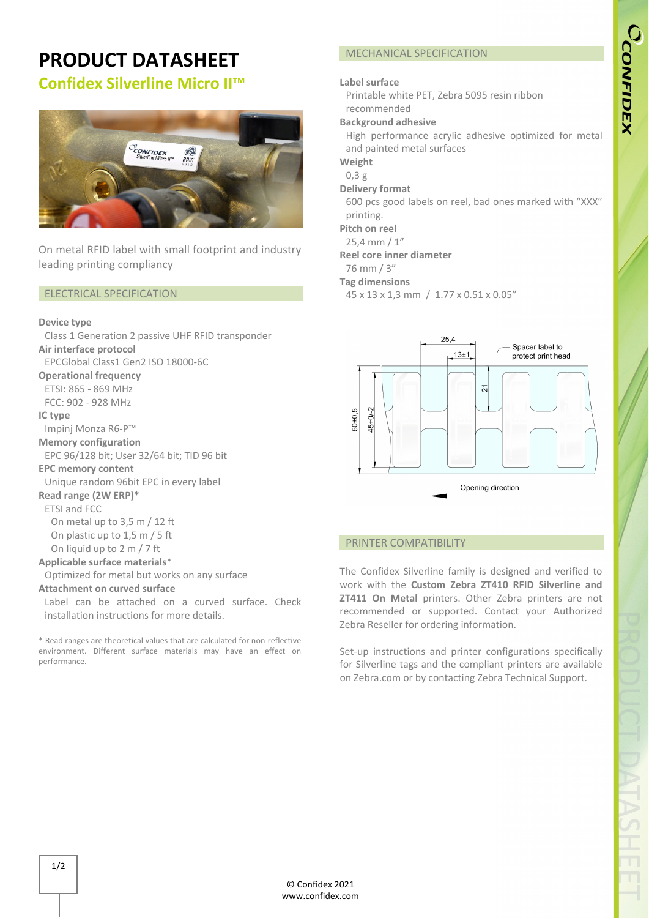# PRODUCT DATASHEET

## Confidex Silverline Micro II™

On metal RFID label with small footprint and industry leading printing compliancy

### ELECTRICAL SPECIFICATION

**Device type**
Class 1 Generation 2 passive UHF RFID transponder

**Air interface protocol**
EPCGlobal Class1 Gen2 ISO 18000-6C

**Operational frequency**
ETSI: 865 - 869 MHz
FCC: 902 - 928 MHz

**IC type**
Impinj Monza R6-P™

**Memory configuration**
EPC 96/128 bit; User 32/64 bit; TID 96 bit

**EPC memory content**
Unique random 96bit EPC in every label

**Read range (2W ERP)***
ETSI and FCC
- On metal up to 3,5 m / 12 ft
- On plastic up to 1,5 m / 5 ft
- On liquid up to 2 m / 7 ft

**Applicable surface materials***
Optimized for metal but works on any surface

**Attachment on curved surface**
Label can be attached on a curved surface. Check installation instructions for more details.

\* Read ranges are theoretical values that are calculated for non-reflective environment. Different surface materials may have an effect on performance.

### MECHANICAL SPECIFICATION

**Label surface**
Printable white PET, Zebra 5095 resin ribbon recommended

**Background adhesive**
High performance acrylic adhesive optimized for metal and painted metal surfaces

**Weight**
0,3 g

**Delivery format**
600 pcs good labels on reel, bad ones marked with "XXX" printing.

**Pitch on reel**
25,4 mm / 1"

**Reel core inner diameter**
76 mm / 3"

**Tag dimensions**
45 x 13 x 1,3 mm / 1.77 x 0.51 x 0.05"

25,4
13±1
Spacer label to protect print head
21
50±0,5
45+0/-2
Opening direction

### PRINTER COMPATIBILITY

The Confidex Silverline family is designed and verified to work with the **Custom Zebra ZT410 RFID Silverline and ZT411 On Metal** printers. Other Zebra printers are not recommended or supported. Contact your Authorized Zebra Reseller for ordering information.

Set-up instructions and printer configurations specifically for Silverline tags and the compliant printers are available on Zebra.com or by contacting Zebra Technical Support.

© Confidex 2021
www.confidex.com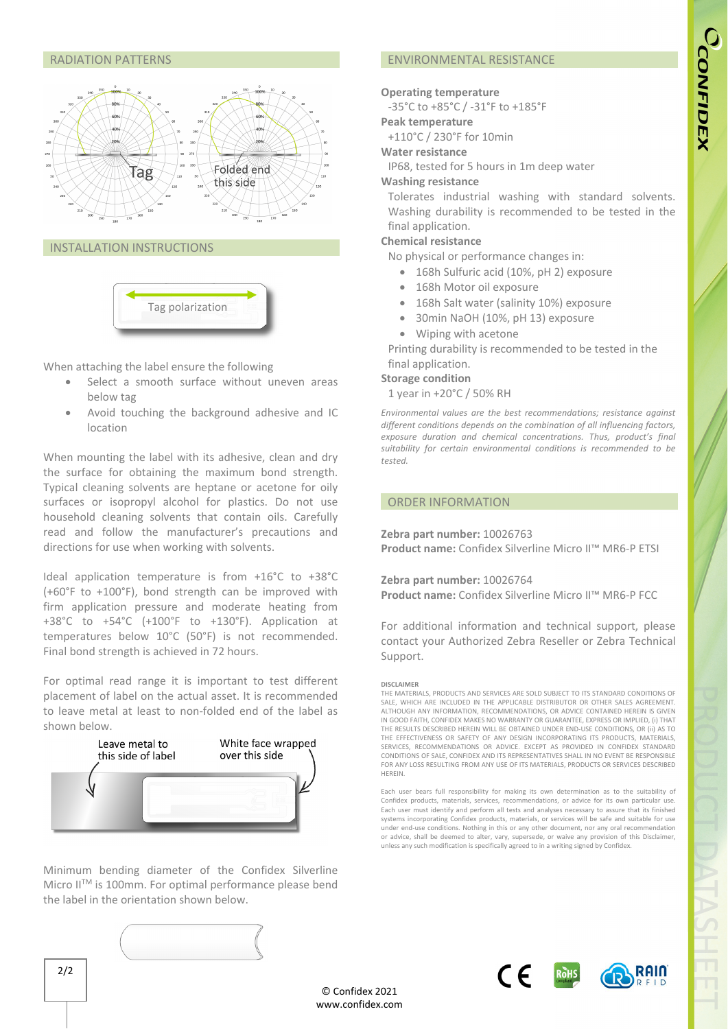## RADIATION PATTERNS

Tag

Folded end this side

## INSTALLATION INSTRUCTIONS

Tag polarization

When attaching the label ensure the following

- Select a smooth surface without uneven areas below tag
- Avoid touching the background adhesive and IC location

When mounting the label with its adhesive, clean and dry the surface for obtaining the maximum bond strength. Typical cleaning solvents are heptane or acetone for oily surfaces or isopropyl alcohol for plastics. Do not use household cleaning solvents that contain oils. Carefully read and follow the manufacturer's precautions and directions for use when working with solvents.

Ideal application temperature is from +16°C to +38°C (+60°F to +100°F), bond strength can be improved with firm application pressure and moderate heating from +38°C to +54°C (+100°F to +130°F). Application at temperatures below 10°C (50°F) is not recommended. Final bond strength is achieved in 72 hours.

For optimal read range it is important to test different placement of label on the actual asset. It is recommended to leave metal at least to non-folded end of the label as shown below.

Leave metal to this side of label

White face wrapped over this side

Minimum bending diameter of the Confidex Silverline Micro II™ is 100mm. For optimal performance please bend the label in the orientation shown below.

## ENVIRONMENTAL RESISTANCE

**Operating temperature**
-35°C to +85°C / -31°F to +185°F

**Peak temperature**
+110°C / 230°F for 10min

**Water resistance**
IP68, tested for 5 hours in 1m deep water

**Washing resistance**
Tolerates industrial washing with standard solvents. Washing durability is recommended to be tested in the final application.

**Chemical resistance**
No physical or performance changes in:

- 168h Sulfuric acid (10%, pH 2) exposure
- 168h Motor oil exposure
- 168h Salt water (salinity 10%) exposure
- 30min NaOH (10%, pH 13) exposure
- Wiping with acetone

Printing durability is recommended to be tested in the final application.

**Storage condition**
1 year in +20°C / 50% RH

*Environmental values are the best recommendations; resistance against different conditions depends on the combination of all influencing factors, exposure duration and chemical concentrations. Thus, product's final suitability for certain environmental conditions is recommended to be tested.*

## ORDER INFORMATION

**Zebra part number:** 10026763
**Product name:** Confidex Silverline Micro II™ MR6-P ETSI

**Zebra part number:** 10026764
**Product name:** Confidex Silverline Micro II™ MR6-P FCC

For additional information and technical support, please contact your Authorized Zebra Reseller or Zebra Technical Support.

DISCLAIMER

THE MATERIALS, PRODUCTS AND SERVICES ARE SOLD SUBJECT TO ITS STANDARD CONDITIONS OF SALE, WHICH ARE INCLUDED IN THE APPLICABLE DISTRIBUTOR OR OTHER SALES AGREEMENT. ALTHOUGH ANY INFORMATION, RECOMMENDATIONS, OR ADVICE CONTAINED HEREIN IS GIVEN IN GOOD FAITH, CONFIDEX MAKES NO WARRANTY OR GUARANTEE, EXPRESS OR IMPLIED, (i) THAT THE RESULTS DESCRIBED HEREIN WILL BE OBTAINED UNDER END-USE CONDITIONS, OR (ii) AS TO THE EFFECTIVENESS OR SAFETY OF ANY DESIGN INCORPORATING ITS PRODUCTS, MATERIALS, SERVICES, RECOMMENDATIONS OR ADVICE. EXCEPT AS PROVIDED IN CONFIDEX STANDARD CONDITIONS OF SALE, CONFIDEX AND ITS REPRESENTATIVES SHALL IN NO EVENT BE RESPONSIBLE FOR ANY LOSS RESULTING FROM ANY USE OF ITS MATERIALS, PRODUCTS OR SERVICES DESCRIBED HEREIN.

Each user bears full responsibility for making its own determination as to the suitability of Confidex products, materials, services, recommendations, or advice for its own particular use. Each user must identify and perform all tests and analyses necessary to assure that its finished systems incorporating Confidex products, materials, or services will be safe and suitable for use under end-use conditions. Nothing in this or any other document, nor any oral recommendation or advice, shall be deemed to alter, vary, supersede, or waive any provision of this Disclaimer, unless any such modification is specifically agreed to in a writing signed by Confidex.

© Confidex 2021
www.confidex.com